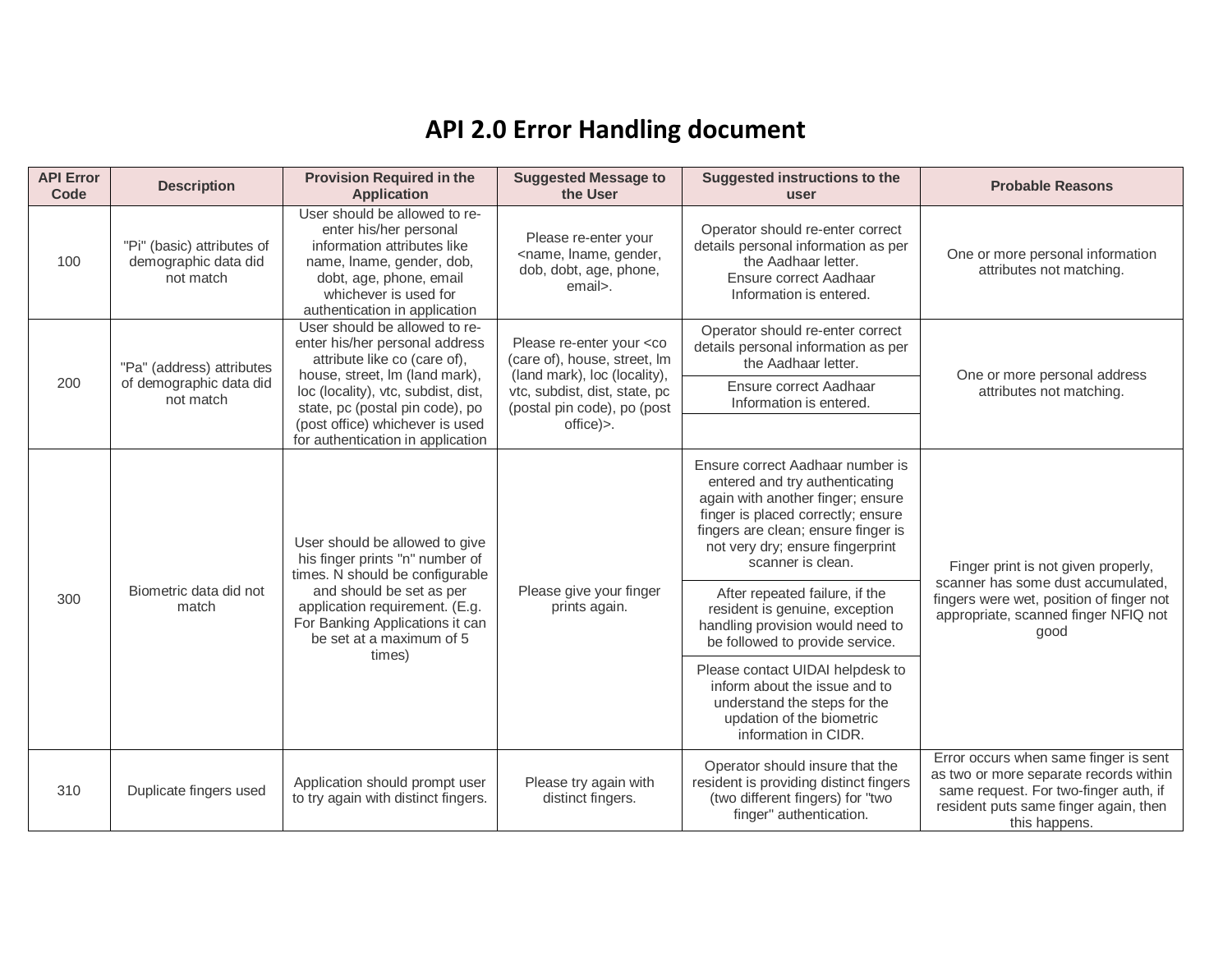# API 2.0 Error Handling document

| API Error Code | Description | Provision Required in the Application | Suggested Message to the User | Suggested instructions to the user | Probable Reasons |
|---|---|---|---|---|---|
| 100 | "Pi" (basic) attributes of demographic data did not match | User should be allowed to re-enter his/her personal information attributes like name, lname, gender, dob, dobt, age, phone, email whichever is used for authentication in application | Please re-enter your <name, lname, gender, dob, dobt, age, phone, email>. | Operator should re-enter correct details personal information as per the Aadhaar letter. Ensure correct Aadhaar Information is entered. | One or more personal information attributes not matching. |
| 200 | "Pa" (address) attributes of demographic data did not match | User should be allowed to re-enter his/her personal address attribute like co (care of), house, street, lm (land mark), loc (locality), vtc, subdist, dist, state, pc (postal pin code), po (post office) whichever is used for authentication in application | Please re-enter your <co (care of), house, street, lm (land mark), loc (locality), vtc, subdist, dist, state, pc (postal pin code), po (post office)>. | Operator should re-enter correct details personal information as per the Aadhaar letter. | One or more personal address attributes not matching. |
| | | | | Ensure correct Aadhaar Information is entered. | |
| | | | | | |
| 300 | Biometric data did not match | User should be allowed to give his finger prints "n" number of times. N should be configurable and should be set as per application requirement. (E.g. For Banking Applications it can be set at a maximum of 5 times) | Please give your finger prints again. | Ensure correct Aadhaar number is entered and try authenticating again with another finger; ensure finger is placed correctly; ensure fingers are clean; ensure finger is not very dry; ensure fingerprint scanner is clean. | Finger print is not given properly, scanner has some dust accumulated, fingers were wet, position of finger not appropriate, scanned finger NFIQ not good |
| | | | | After repeated failure, if the resident is genuine, exception handling provision would need to be followed to provide service. | |
| | | | | Please contact UIDAI helpdesk to inform about the issue and to understand the steps for the updation of the biometric information in CIDR. | |
| 310 | Duplicate fingers used | Application should prompt user to try again with distinct fingers. | Please try again with distinct fingers. | Operator should insure that the resident is providing distinct fingers (two different fingers) for "two finger" authentication. | Error occurs when same finger is sent as two or more separate records within same request. For two-finger auth, if resident puts same finger again, then this happens. |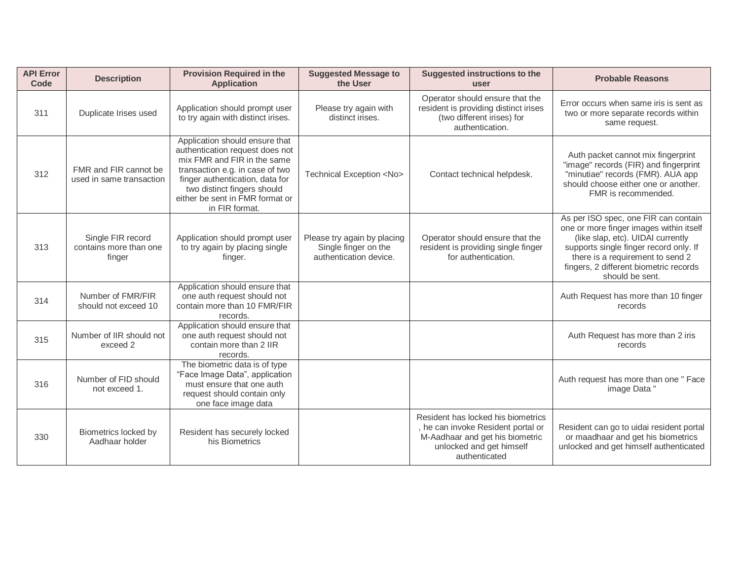| API Error Code | Description | Provision Required in the Application | Suggested Message to the User | Suggested instructions to the user | Probable Reasons |
|---|---|---|---|---|---|
| 311 | Duplicate Irises used | Application should prompt user to try again with distinct irises. | Please try again with distinct irises. | Operator should ensure that the resident is providing distinct irises (two different irises) for authentication. | Error occurs when same iris is sent as two or more separate records within same request. |
| 312 | FMR and FIR cannot be used in same transaction | Application should ensure that authentication request does not mix FMR and FIR in the same transaction e.g. in case of two finger authentication, data for two distinct fingers should either be sent in FMR format or in FIR format. | Technical Exception <No> | Contact technical helpdesk. | Auth packet cannot mix fingerprint "image" records (FIR) and fingerprint "minutiae" records (FMR). AUA app should choose either one or another. FMR is recommended. |
| 313 | Single FIR record contains more than one finger | Application should prompt user to try again by placing single finger. | Please try again by placing Single finger on the authentication device. | Operator should ensure that the resident is providing single finger for authentication. | As per ISO spec, one FIR can contain one or more finger images within itself (like slap, etc). UIDAI currently supports single finger record only. If there is a requirement to send 2 fingers, 2 different biometric records should be sent. |
| 314 | Number of FMR/FIR should not exceed 10 | Application should ensure that one auth request should not contain more than 10 FMR/FIR records. | | | Auth Request has more than 10 finger records |
| 315 | Number of IIR should not exceed 2 | Application should ensure that one auth request should not contain more than 2 IIR records. | | | Auth Request has more than 2 iris records |
| 316 | Number of FID should not exceed 1. | The biometric data is of type "Face Image Data", application must ensure that one auth request should contain only one face image data | | | Auth request has more than one " Face image Data " |
| 330 | Biometrics locked by Aadhaar holder | Resident has securely locked his Biometrics | | Resident has locked his biometrics , he can invoke Resident portal or M-Aadhaar and get his biometric unlocked and get himself authenticated | Resident can go to uidai resident portal or maadhaar and get his biometrics unlocked and get himself authenticated |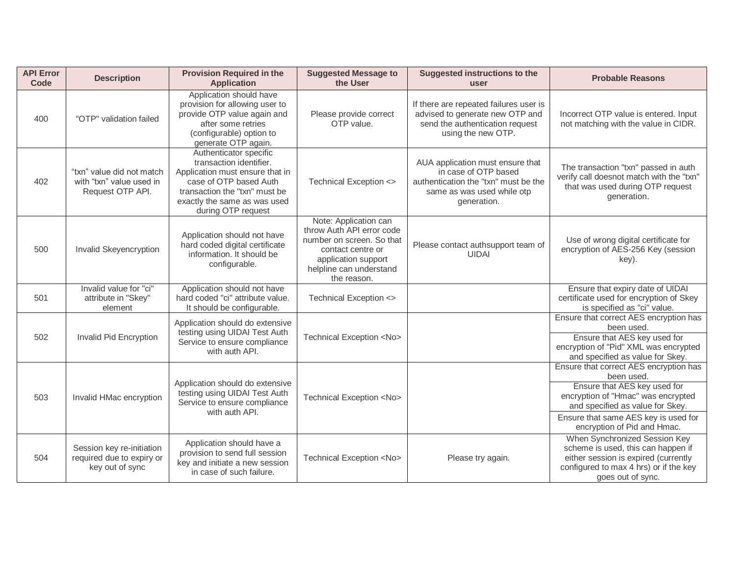| API Error Code | Description | Provision Required in the Application | Suggested Message to the User | Suggested instructions to the user | Probable Reasons |
|---|---|---|---|---|---|
| 400 | "OTP" validation failed | Application should have provision for allowing user to provide OTP value again and after some retries (configurable) option to generate OTP again. | Please provide correct OTP value. | If there are repeated failures user is advised to generate new OTP and send the authentication request using the new OTP. | Incorrect OTP value is entered. Input not matching with the value in CIDR. |
| 402 | "txn" value did not match with "txn" value used in Request OTP API. | Authenticator specific transaction identifier. Application must ensure that in case of OTP based Auth transaction the "txn" must be exactly the same as was used during OTP request | Technical Exception <> | AUA application must ensure that in case of OTP based authentication the "txn" must be the same as was used while otp generation. | The transaction "txn" passed in auth verify call doesnot match with the "txn" that was used during OTP request generation. |
| 500 | Invalid Skeyencryption | Application should not have hard coded digital certificate information. It should be configurable. | Note: Application can throw Auth API error code number on screen. So that contact centre or application support helpline can understand the reason. | Please contact authsupport team of UIDAI | Use of wrong digital certificate for encryption of AES-256 Key (session key). |
| 501 | Invalid value for "ci" attribute in "Skey" element | Application should not have hard coded "ci" attribute value. It should be configurable. | Technical Exception <> | | Ensure that expiry date of UIDAI certificate used for encryption of Skey is specified as "ci" value. |
| 502 | Invalid Pid Encryption | Application should do extensive testing using UIDAI Test Auth Service to ensure compliance with auth API. | Technical Exception <No> | | Ensure that correct AES encryption has been used. |
| | | | | | Ensure that AES key used for encryption of "Pid" XML was encrypted and specified as value for Skey. |
| 503 | Invalid HMac encryption | Application should do extensive testing using UIDAI Test Auth Service to ensure compliance with auth API. | Technical Exception <No> | | Ensure that correct AES encryption has been used. |
| | | | | | Ensure that AES key used for encryption of "Hmac" was encrypted and specified as value for Skey. |
| | | | | | Ensure that same AES key is used for encryption of Pid and Hmac. |
| 504 | Session key re-initiation required due to expiry or key out of sync | Application should have a provision to send full session key and initiate a new session in case of such failure. | Technical Exception <No> | Please try again. | When Synchronized Session Key scheme is used, this can happen if either session is expired (currently configured to max 4 hrs) or if the key goes out of sync. |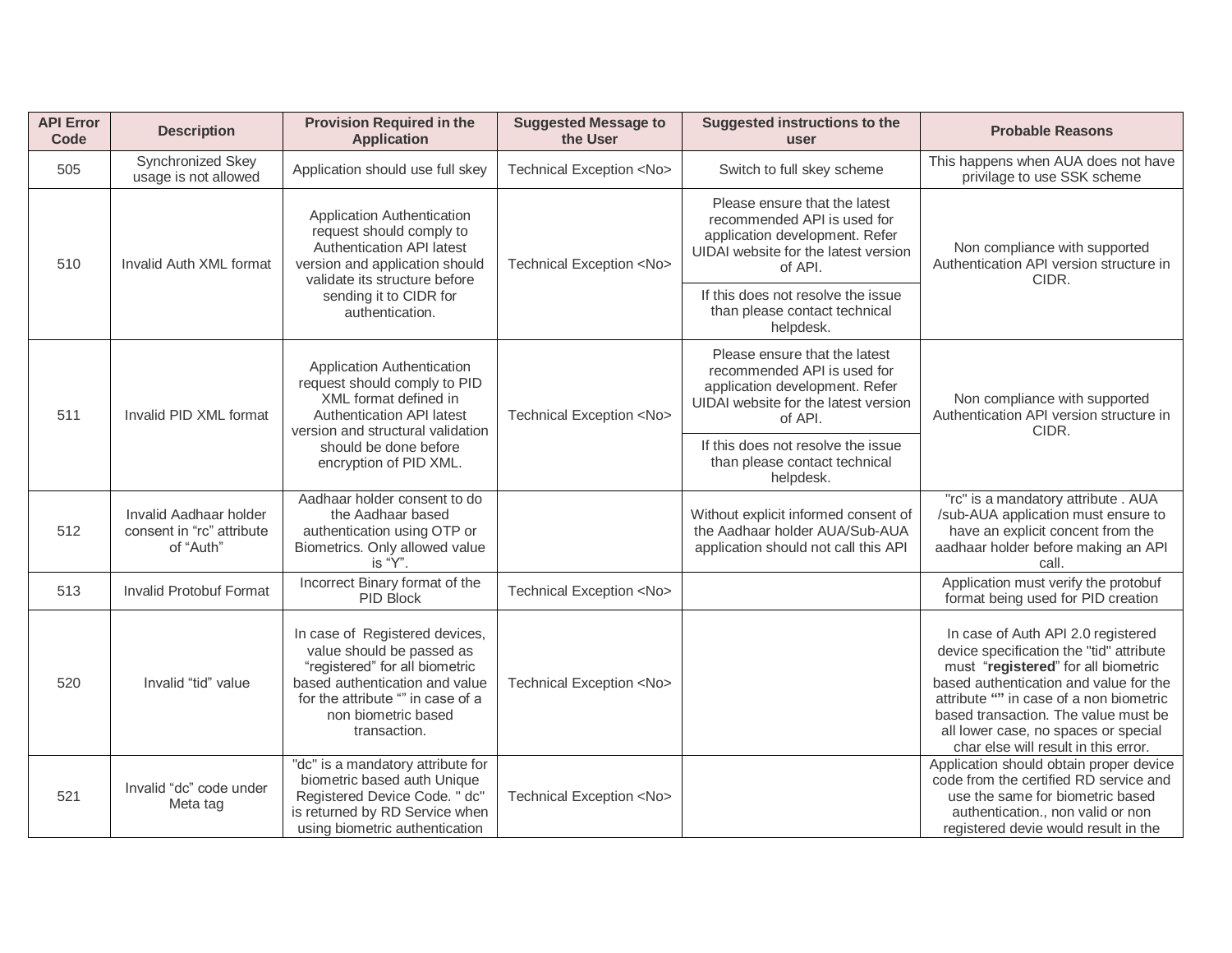| API Error Code | Description | Provision Required in the Application | Suggested Message to the User | Suggested instructions to the user | Probable Reasons |
|---|---|---|---|---|---|
| 505 | Synchronized Skey usage is not allowed | Application should use full skey | Technical Exception <No> | Switch to full skey scheme | This happens when AUA does not have privilage to use SSK scheme |
| 510 | Invalid Auth XML format | Application Authentication request should comply to Authentication API latest version and application should validate its structure before sending it to CIDR for authentication. | Technical Exception <No> | Please ensure that the latest recommended API is used for application development. Refer UIDAI website for the latest version of API. | Non compliance with supported Authentication API version structure in CIDR. |
| | | | | If this does not resolve the issue than please contact technical helpdesk. | |
| 511 | Invalid PID XML format | Application Authentication request should comply to PID XML format defined in Authentication API latest version and structural validation should be done before encryption of PID XML. | Technical Exception <No> | Please ensure that the latest recommended API is used for application development. Refer UIDAI website for the latest version of API. | Non compliance with supported Authentication API version structure in CIDR. |
| | | | | If this does not resolve the issue than please contact technical helpdesk. | |
| 512 | Invalid Aadhaar holder consent in "rc" attribute of "Auth" | Aadhaar holder consent to do the Aadhaar based authentication using OTP or Biometrics. Only allowed value is "Y". | | Without explicit informed consent of the Aadhaar holder AUA/Sub-AUA application should not call this API | "rc" is a mandatory attribute . AUA /sub-AUA application must ensure to have an explicit concent from the aadhaar holder before making an API call. |
| 513 | Invalid Protobuf Format | Incorrect Binary format of the PID Block | Technical Exception <No> | | Application must verify the protobuf format being used for PID creation |
| 520 | Invalid "tid" value | In case of Registered devices, value should be passed as "registered" for all biometric based authentication and value for the attribute "" in case of a non biometric based transaction. | Technical Exception <No> | | In case of Auth API 2.0 registered device specification the "tid" attribute must "**registered**" for all biometric based authentication and value for the attribute **""** in case of a non biometric based transaction. The value must be all lower case, no spaces or special char else will result in this error. |
| 521 | Invalid "dc" code under Meta tag | "dc" is a mandatory attribute for biometric based auth Unique Registered Device Code. " dc" is returned by RD Service when using biometric authentication | Technical Exception <No> | | Application should obtain proper device code from the certified RD service and use the same for biometric based authentication., non valid or non registered devie would result in the |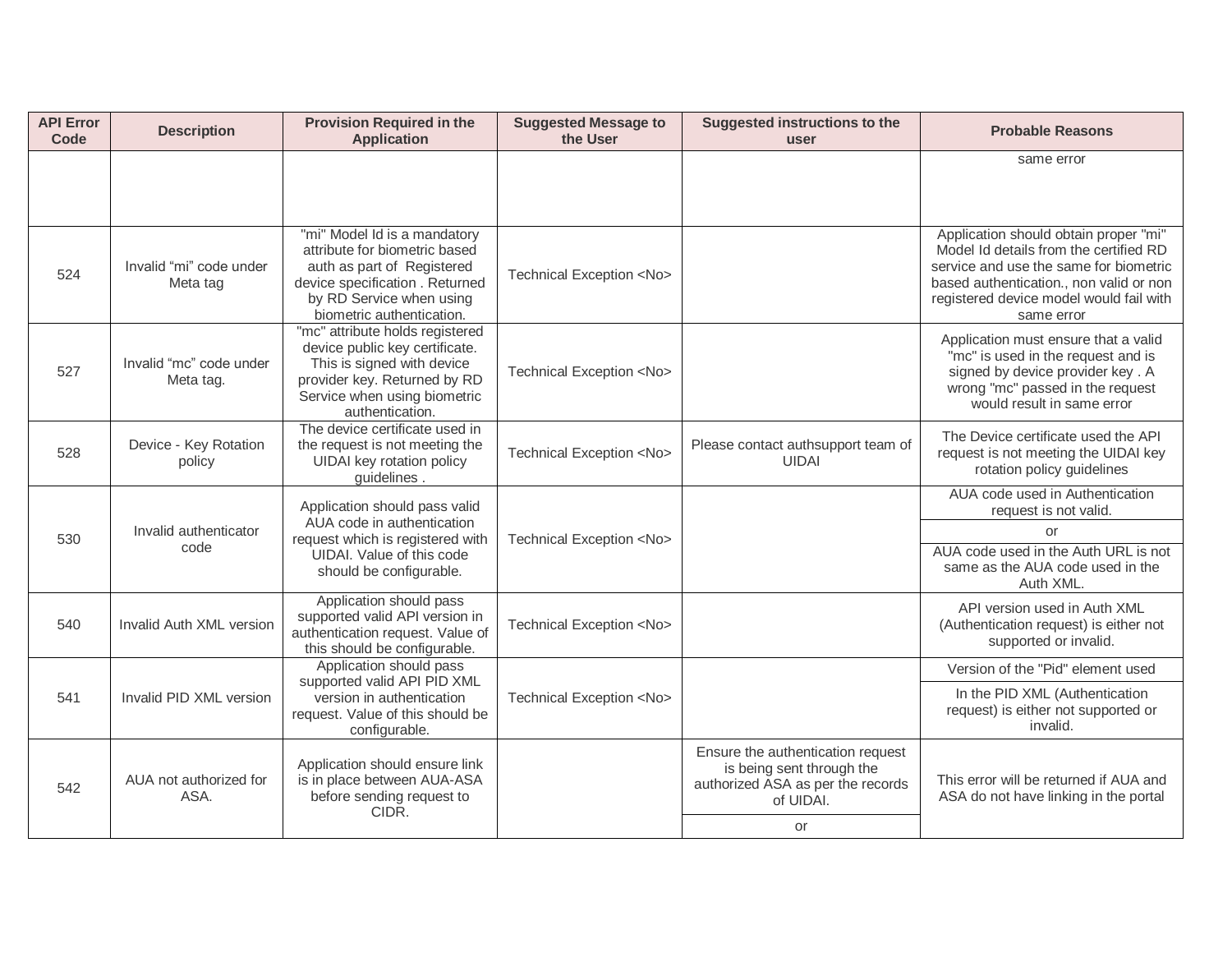| API Error Code | Description | Provision Required in the Application | Suggested Message to the User | Suggested instructions to the user | Probable Reasons |
|---|---|---|---|---|---|
| | | | | | same error |
| 524 | Invalid “mi” code under Meta tag | "mi" Model Id is a mandatory attribute for biometric based auth as part of Registered device specification . Returned by RD Service when using biometric authentication. | Technical Exception <No> | | Application should obtain proper "mi" Model Id details from the certified RD service and use the same for biometric based authentication., non valid or non registered device model would fail with same error |
| 527 | Invalid “mc” code under Meta tag. | "mc" attribute holds registered device public key certificate. This is signed with device provider key. Returned by RD Service when using biometric authentication. | Technical Exception <No> | | Application must ensure that a valid "mc" is used in the request and is signed by device provider key . A wrong "mc" passed in the request would result in same error |
| 528 | Device - Key Rotation policy | The device certificate used in the request is not meeting the UIDAI key rotation policy guidelines . | Technical Exception <No> | Please contact authsupport team of UIDAI | The Device certificate used the API request is not meeting the UIDAI key rotation policy guidelines |
| 530 | Invalid authenticator code | Application should pass valid AUA code in authentication request which is registered with UIDAI. Value of this code should be configurable. | Technical Exception <No> | | AUA code used in Authentication request is not valid. |
| | | | | | or |
| | | | | | AUA code used in the Auth URL is not same as the AUA code used in the Auth XML. |
| 540 | Invalid Auth XML version | Application should pass supported valid API version in authentication request. Value of this should be configurable. | Technical Exception <No> | | API version used in Auth XML (Authentication request) is either not supported or invalid. |
| 541 | Invalid PID XML version | Application should pass supported valid API PID XML version in authentication request. Value of this should be configurable. | Technical Exception <No> | | Version of the "Pid" element used |
| | | | | | In the PID XML (Authentication request) is either not supported or invalid. |
| 542 | AUA not authorized for ASA. | Application should ensure link is in place between AUA-ASA before sending request to CIDR. | | Ensure the authentication request is being sent through the authorized ASA as per the records of UIDAI. | This error will be returned if AUA and ASA do not have linking in the portal |
| | | | | or | |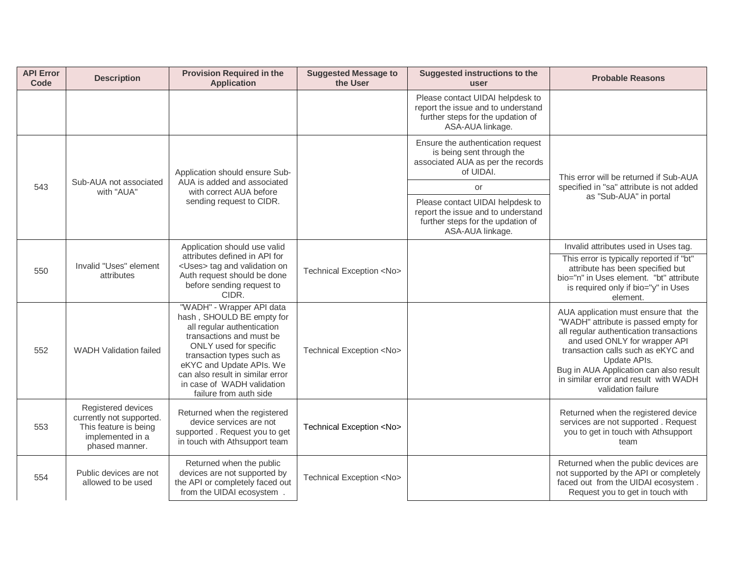| API Error Code | Description | Provision Required in the Application | Suggested Message to the User | Suggested instructions to the user | Probable Reasons |
|---|---|---|---|---|---|
| | | | | Please contact UIDAI helpdesk to report the issue and to understand further steps for the updation of ASA-AUA linkage. | |
| 543 | Sub-AUA not associated with "AUA" | Application should ensure Sub-AUA is added and associated with correct AUA before sending request to CIDR. | | Ensure the authentication request is being sent through the associated AUA as per the records of UIDAI.<br>or<br>Please contact UIDAI helpdesk to report the issue and to understand further steps for the updation of ASA-AUA linkage. | This error will be returned if Sub-AUA specified in "sa" attribute is not added as "Sub-AUA" in portal |
| 550 | Invalid "Uses" element attributes | Application should use valid attributes defined in API for <Uses> tag and validation on Auth request should be done before sending request to CIDR. | Technical Exception <No> | | Invalid attributes used in Uses tag.<br>This error is typically reported if "bt" attribute has been specified but bio="n" in Uses element. "bt" attribute is required only if bio="y" in Uses element. |
| 552 | WADH Validation failed | "WADH" - Wrapper API data hash , SHOULD BE empty for all regular authentication transactions and must be ONLY used for specific transaction types such as eKYC and Update APIs. We can also result in similar error in case of WADH validation failure from auth side | Technical Exception <No> | | AUA application must ensure that the "WADH" attribute is passed empty for all regular authentication transactions and used ONLY for wrapper API transaction calls such as eKYC and Update APIs.<br>Bug in AUA Application can also result in similar error and result with WADH validation failure |
| 553 | Registered devices currently not supported. This feature is being implemented in a phased manner. | Returned when the registered device services are not supported . Request you to get in touch with Athsupport team | Technical Exception <No> | | Returned when the registered device services are not supported . Request you to get in touch with Athsupport team |
| 554 | Public devices are not allowed to be used | Returned when the public devices are not supported by the API or completely faced out from the UIDAI ecosystem . | Technical Exception <No> | | Returned when the public devices are not supported by the API or completely faced out from the UIDAI ecosystem . Request you to get in touch with |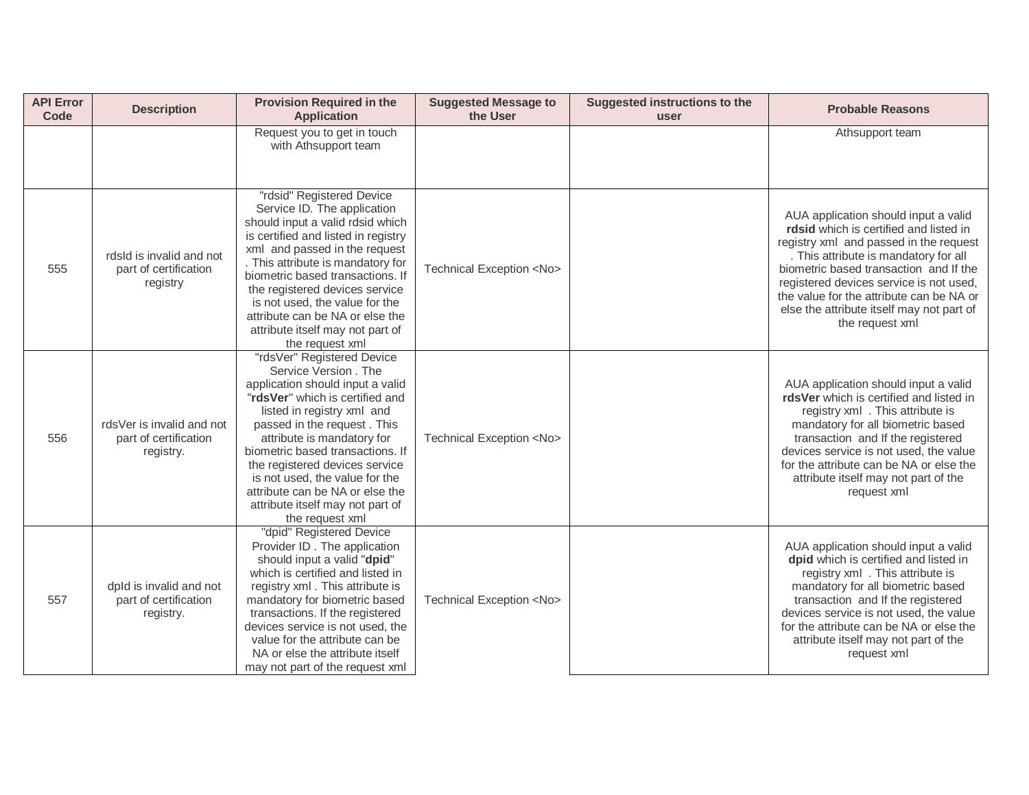| API Error Code | Description | Provision Required in the Application | Suggested Message to the User | Suggested instructions to the user | Probable Reasons |
|---|---|---|---|---|---|
| | | Request you to get in touch with Athsupport team | | | Athsupport team |
| 555 | rdsId is invalid and not part of certification registry | "rdsid" Registered Device Service ID. The application should input a valid rdsid which is certified and listed in registry xml and passed in the request . This attribute is mandatory for biometric based transactions. If the registered devices service is not used, the value for the attribute can be NA or else the attribute itself may not part of the request xml | Technical Exception <No> | | AUA application should input a valid **rdsid** which is certified and listed in registry xml and passed in the request . This attribute is mandatory for all biometric based transaction and If the registered devices service is not used, the value for the attribute can be NA or else the attribute itself may not part of the request xml |
| 556 | rdsVer is invalid and not part of certification registry. | "rdsVer" Registered Device Service Version . The application should input a valid "**rdsVer**" which is certified and listed in registry xml and passed in the request . This attribute is mandatory for biometric based transactions. If the registered devices service is not used, the value for the attribute can be NA or else the attribute itself may not part of the request xml | Technical Exception <No> | | AUA application should input a valid **rdsVer** which is certified and listed in registry xml . This attribute is mandatory for all biometric based transaction and If the registered devices service is not used, the value for the attribute can be NA or else the attribute itself may not part of the request xml |
| 557 | dpId is invalid and not part of certification registry. | "dpid" Registered Device Provider ID . The application should input a valid "**dpid**" which is certified and listed in registry xml . This attribute is mandatory for biometric based transactions. If the registered devices service is not used, the value for the attribute can be NA or else the attribute itself may not part of the request xml | Technical Exception <No> | | AUA application should input a valid **dpid** which is certified and listed in registry xml . This attribute is mandatory for all biometric based transaction and If the registered devices service is not used, the value for the attribute can be NA or else the attribute itself may not part of the request xml |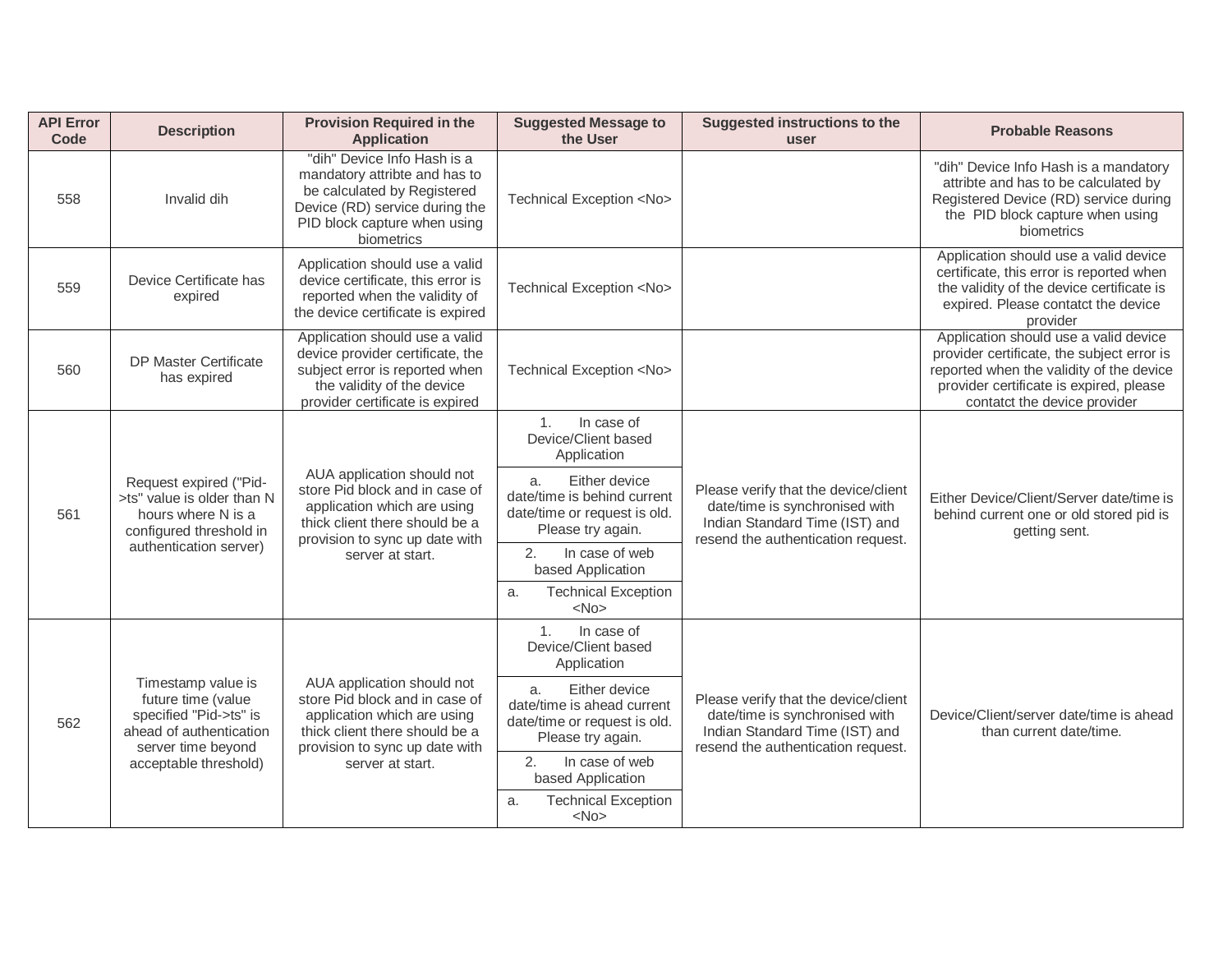| API Error Code | Description | Provision Required in the Application | Suggested Message to the User | Suggested instructions to the user | Probable Reasons |
|---|---|---|---|---|---|
| 558 | Invalid dih | "dih" Device Info Hash is a mandatory attribte and has to be calculated by Registered Device (RD) service during the PID block capture when using biometrics | Technical Exception <No> | | "dih" Device Info Hash is a mandatory attribte and has to be calculated by Registered Device (RD) service during the PID block capture when using biometrics |
| 559 | Device Certificate has expired | Application should use a valid device certificate, this error is reported when the validity of the device certificate is expired | Technical Exception <No> | | Application should use a valid device certificate, this error is reported when the validity of the device certificate is expired. Please contatct the device provider |
| 560 | DP Master Certificate has expired | Application should use a valid device provider certificate, the subject error is reported when the validity of the device provider certificate is expired | Technical Exception <No> | | Application should use a valid device provider certificate, the subject error is reported when the validity of the device provider certificate is expired, please contatct the device provider |
| 561 | Request expired ("Pid->ts" value is older than N hours where N is a configured threshold in authentication server) | AUA application should not store Pid block and in case of application which are using thick client there should be a provision to sync up date with server at start. | 1. In case of Device/Client based Application<br>a. Either device date/time is behind current date/time or request is old. Please try again.<br>2. In case of web based Application<br>a. Technical Exception <No> | Please verify that the device/client date/time is synchronised with Indian Standard Time (IST) and resend the authentication request. | Either Device/Client/Server date/time is behind current one or old stored pid is getting sent. |
| 562 | Timestamp value is future time (value specified "Pid->ts" is ahead of authentication server time beyond acceptable threshold) | AUA application should not store Pid block and in case of application which are using thick client there should be a provision to sync up date with server at start. | 1. In case of Device/Client based Application<br>a. Either device date/time is ahead current date/time or request is old. Please try again.<br>2. In case of web based Application<br>a. Technical Exception <No> | Please verify that the device/client date/time is synchronised with Indian Standard Time (IST) and resend the authentication request. | Device/Client/server date/time is ahead than current date/time. |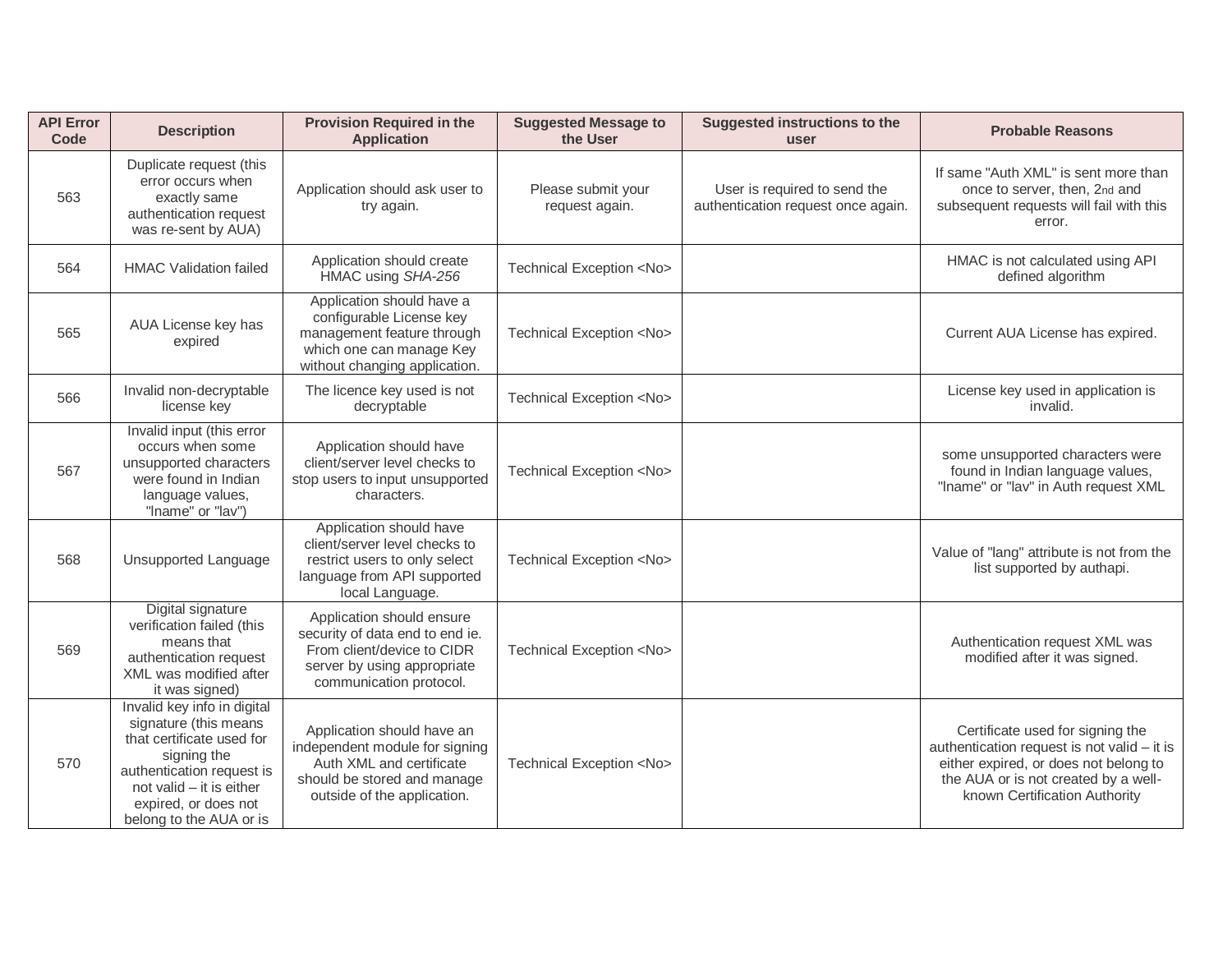| API Error Code | Description | Provision Required in the Application | Suggested Message to the User | Suggested instructions to the user | Probable Reasons |
|---|---|---|---|---|---|
| 563 | Duplicate request (this error occurs when exactly same authentication request was re-sent by AUA) | Application should ask user to try again. | Please submit your request again. | User is required to send the authentication request once again. | If same "Auth XML" is sent more than once to server, then, 2nd and subsequent requests will fail with this error. |
| 564 | HMAC Validation failed | Application should create HMAC using *SHA-256* | Technical Exception <No> | | HMAC is not calculated using API defined algorithm |
| 565 | AUA License key has expired | Application should have a configurable License key management feature through which one can manage Key without changing application. | Technical Exception <No> | | Current AUA License has expired. |
| 566 | Invalid non-decryptable license key | The licence key used is not decryptable | Technical Exception <No> | | License key used in application is invalid. |
| 567 | Invalid input (this error occurs when some unsupported characters were found in Indian language values, "lname" or "lav") | Application should have client/server level checks to stop users to input unsupported characters. | Technical Exception <No> | | some unsupported characters were found in Indian language values, "lname" or "lav" in Auth request XML |
| 568 | Unsupported Language | Application should have client/server level checks to restrict users to only select language from API supported local Language. | Technical Exception <No> | | Value of "lang" attribute is not from the list supported by authapi. |
| 569 | Digital signature verification failed (this means that authentication request XML was modified after it was signed) | Application should ensure security of data end to end ie. From client/device to CIDR server by using appropriate communication protocol. | Technical Exception <No> | | Authentication request XML was modified after it was signed. |
| 570 | Invalid key info in digital signature (this means that certificate used for signing the authentication request is not valid – it is either expired, or does not belong to the AUA or is | Application should have an independent module for signing Auth XML and certificate should be stored and manage outside of the application. | Technical Exception <No> | | Certificate used for signing the authentication request is not valid – it is either expired, or does not belong to the AUA or is not created by a well-known Certification Authority |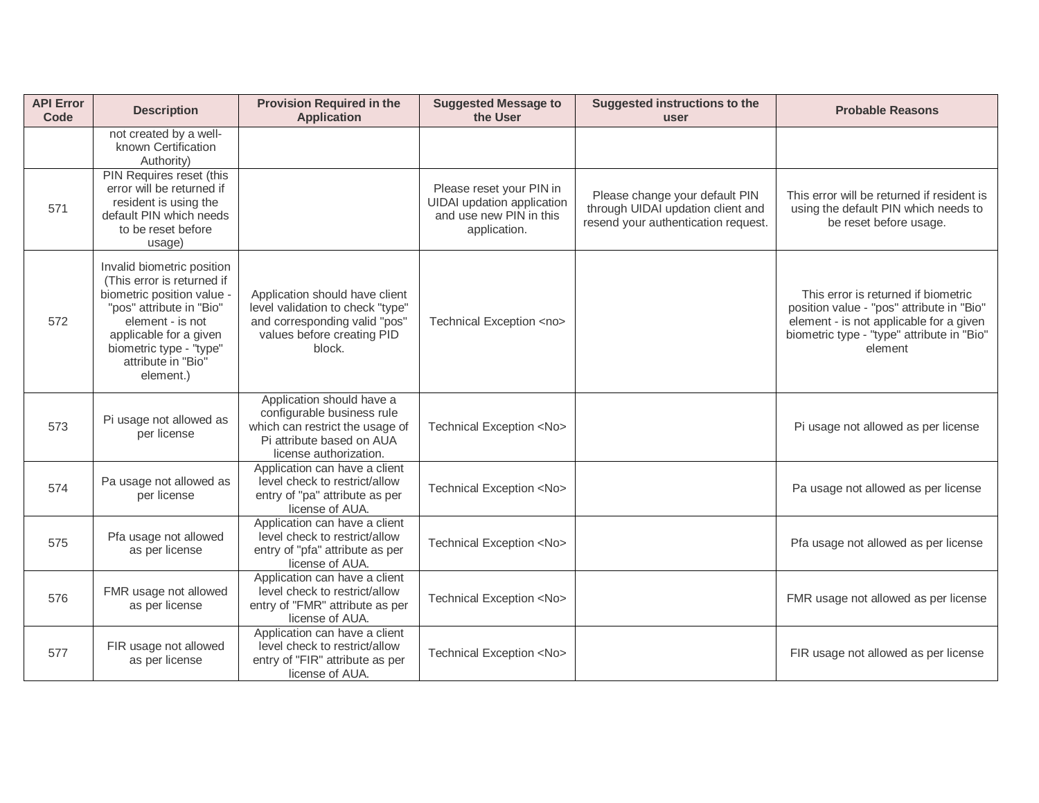| API Error Code | Description | Provision Required in the Application | Suggested Message to the User | Suggested instructions to the user | Probable Reasons |
|---|---|---|---|---|---|
| | not created by a well-known Certification Authority) | | | | |
| 571 | PIN Requires reset (this error will be returned if resident is using the default PIN which needs to be reset before usage) | | Please reset your PIN in UIDAI updation application and use new PIN in this application. | Please change your default PIN through UIDAI updation client and resend your authentication request. | This error will be returned if resident is using the default PIN which needs to be reset before usage. |
| 572 | Invalid biometric position (This error is returned if biometric position value - "pos" attribute in "Bio" element - is not applicable for a given biometric type - "type" attribute in "Bio" element.) | Application should have client level validation to check "type" and corresponding valid "pos" values before creating PID block. | Technical Exception <no> | | This error is returned if biometric position value - "pos" attribute in "Bio" element - is not applicable for a given biometric type - "type" attribute in "Bio" element |
| 573 | Pi usage not allowed as per license | Application should have a configurable business rule which can restrict the usage of Pi attribute based on AUA license authorization. | Technical Exception <No> | | Pi usage not allowed as per license |
| 574 | Pa usage not allowed as per license | Application can have a client level check to restrict/allow entry of "pa" attribute as per license of AUA. | Technical Exception <No> | | Pa usage not allowed as per license |
| 575 | Pfa usage not allowed as per license | Application can have a client level check to restrict/allow entry of "pfa" attribute as per license of AUA. | Technical Exception <No> | | Pfa usage not allowed as per license |
| 576 | FMR usage not allowed as per license | Application can have a client level check to restrict/allow entry of "FMR" attribute as per license of AUA. | Technical Exception <No> | | FMR usage not allowed as per license |
| 577 | FIR usage not allowed as per license | Application can have a client level check to restrict/allow entry of "FIR" attribute as per license of AUA. | Technical Exception <No> | | FIR usage not allowed as per license |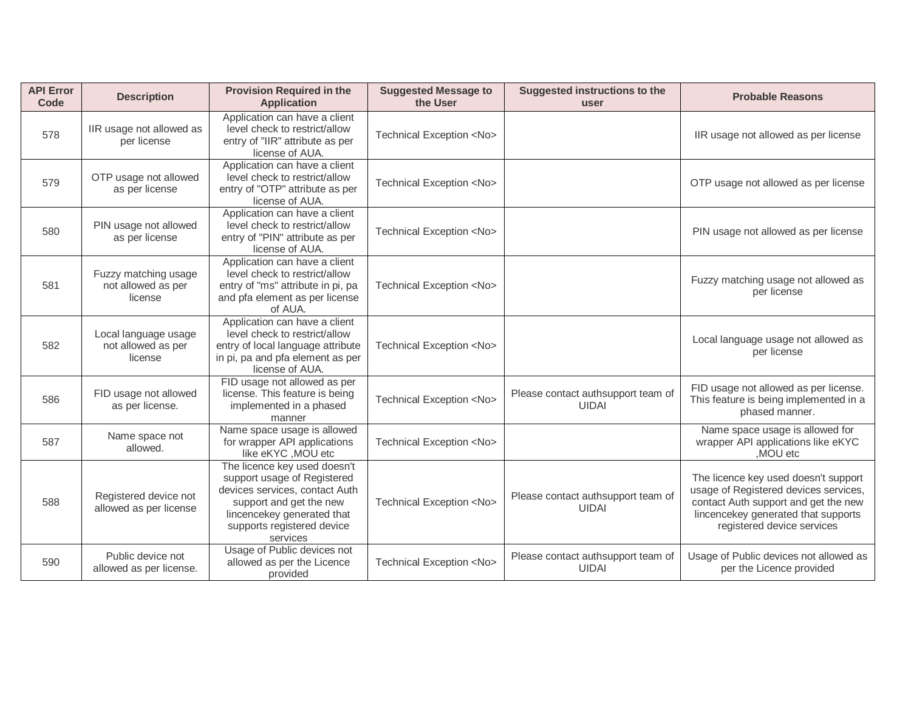| API Error Code | Description | Provision Required in the Application | Suggested Message to the User | Suggested instructions to the user | Probable Reasons |
|---|---|---|---|---|---|
| 578 | IIR usage not allowed as per license | Application can have a client level check to restrict/allow entry of "IIR" attribute as per license of AUA. | Technical Exception <No> | | IIR usage not allowed as per license |
| 579 | OTP usage not allowed as per license | Application can have a client level check to restrict/allow entry of "OTP" attribute as per license of AUA. | Technical Exception <No> | | OTP usage not allowed as per license |
| 580 | PIN usage not allowed as per license | Application can have a client level check to restrict/allow entry of "PIN" attribute as per license of AUA. | Technical Exception <No> | | PIN usage not allowed as per license |
| 581 | Fuzzy matching usage not allowed as per license | Application can have a client level check to restrict/allow entry of "ms" attribute in pi, pa and pfa element as per license of AUA. | Technical Exception <No> | | Fuzzy matching usage not allowed as per license |
| 582 | Local language usage not allowed as per license | Application can have a client level check to restrict/allow entry of local language attribute in pi, pa and pfa element as per license of AUA. | Technical Exception <No> | | Local language usage not allowed as per license |
| 586 | FID usage not allowed as per license. | FID usage not allowed as per license. This feature is being implemented in a phased manner | Technical Exception <No> | Please contact authsupport team of UIDAI | FID usage not allowed as per license. This feature is being implemented in a phased manner. |
| 587 | Name space not allowed. | Name space usage is allowed for wrapper API applications like eKYC ,MOU etc | Technical Exception <No> | | Name space usage is allowed for wrapper API applications like eKYC ,MOU etc |
| 588 | Registered device not allowed as per license | The licence key used doesn't support usage of Registered devices services, contact Auth support and get the new lincencekey generated that supports registered device services | Technical Exception <No> | Please contact authsupport team of UIDAI | The licence key used doesn't support usage of Registered devices services, contact Auth support and get the new lincencekey generated that supports registered device services |
| 590 | Public device not allowed as per license. | Usage of Public devices not allowed as per the Licence provided | Technical Exception <No> | Please contact authsupport team of UIDAI | Usage of Public devices not allowed as per the Licence provided |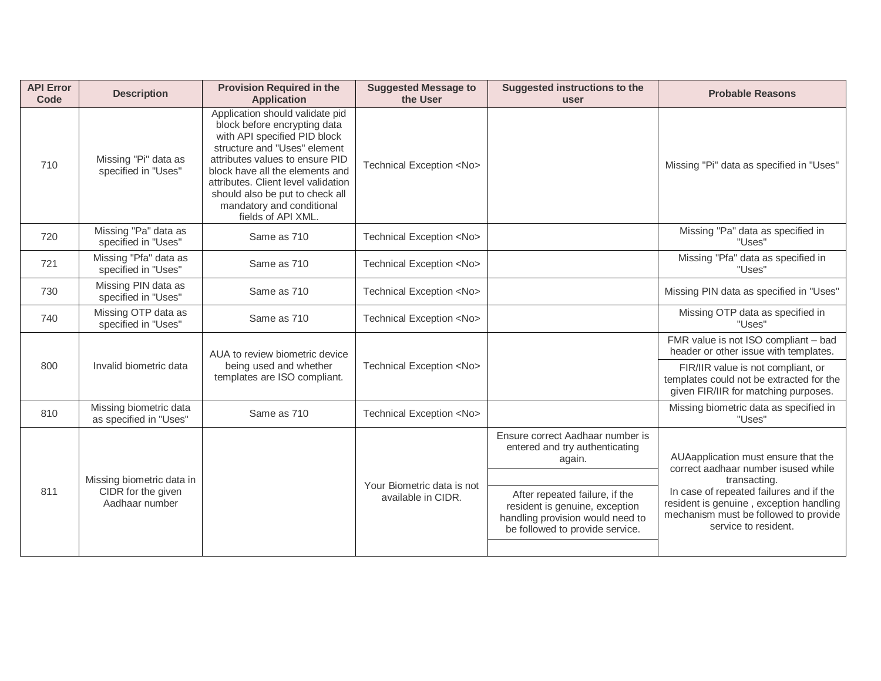| API Error Code | Description | Provision Required in the Application | Suggested Message to the User | Suggested instructions to the user | Probable Reasons |
|---|---|---|---|---|---|
| 710 | Missing "Pi" data as specified in "Uses" | Application should validate pid block before encrypting data with API specified PID block structure and "Uses" element attributes values to ensure PID block have all the elements and attributes. Client level validation should also be put to check all mandatory and conditional fields of API XML. | Technical Exception <No> | | Missing "Pi" data as specified in "Uses" |
| 720 | Missing "Pa" data as specified in "Uses" | Same as 710 | Technical Exception <No> | | Missing "Pa" data as specified in "Uses" |
| 721 | Missing "Pfa" data as specified in "Uses" | Same as 710 | Technical Exception <No> | | Missing "Pfa" data as specified in "Uses" |
| 730 | Missing PIN data as specified in "Uses" | Same as 710 | Technical Exception <No> | | Missing PIN data as specified in "Uses" |
| 740 | Missing OTP data as specified in "Uses" | Same as 710 | Technical Exception <No> | | Missing OTP data as specified in "Uses" |
| 800 | Invalid biometric data | AUA to review biometric device being used and whether templates are ISO compliant. | Technical Exception <No> | | FMR value is not ISO compliant – bad header or other issue with templates. |
| | | | | | FIR/IIR value is not compliant, or templates could not be extracted for the given FIR/IIR for matching purposes. |
| 810 | Missing biometric data as specified in "Uses" | Same as 710 | Technical Exception <No> | | Missing biometric data as specified in "Uses" |
| 811 | Missing biometric data in CIDR for the given Aadhaar number | | Your Biometric data is not available in CIDR. | Ensure correct Aadhaar number is entered and try authenticating again. | AUAapplication must ensure that the correct aadhaar number isused while transacting.<br>In case of repeated failures and if the resident is genuine , exception handling mechanism must be followed to provide service to resident. |
| | | | | | |
| | | | | After repeated failure, if the resident is genuine, exception handling provision would need to be followed to provide service. | |
| | | | | | |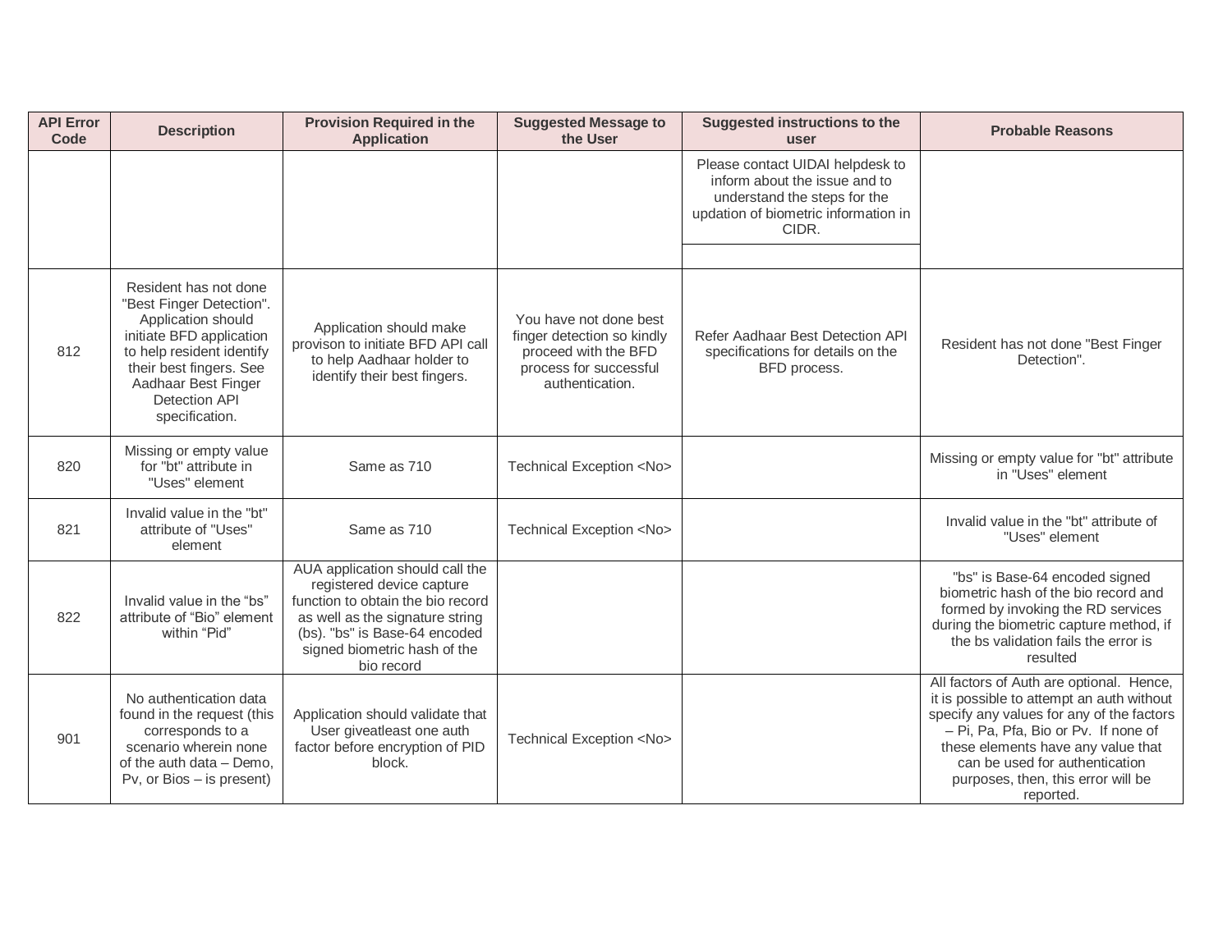| API Error Code | Description | Provision Required in the Application | Suggested Message to the User | Suggested instructions to the user | Probable Reasons |
|---|---|---|---|---|---|
| | | | | Please contact UIDAI helpdesk to inform about the issue and to understand the steps for the updation of biometric information in CIDR. | |
| 812 | Resident has not done "Best Finger Detection". Application should initiate BFD application to help resident identify their best fingers. See Aadhaar Best Finger Detection API specification. | Application should make provison to initiate BFD API call to help Aadhaar holder to identify their best fingers. | You have not done best finger detection so kindly proceed with the BFD process for successful authentication. | Refer Aadhaar Best Detection API specifications for details on the BFD process. | Resident has not done "Best Finger Detection". |
| 820 | Missing or empty value for "bt" attribute in "Uses" element | Same as 710 | Technical Exception <No> | | Missing or empty value for "bt" attribute in "Uses" element |
| 821 | Invalid value in the "bt" attribute of "Uses" element | Same as 710 | Technical Exception <No> | | Invalid value in the "bt" attribute of "Uses" element |
| 822 | Invalid value in the “bs” attribute of “Bio” element within “Pid” | AUA application should call the registered device capture function to obtain the bio record as well as the signature string (bs). "bs" is Base-64 encoded signed biometric hash of the bio record | | | "bs" is Base-64 encoded signed biometric hash of the bio record and formed by invoking the RD services during the biometric capture method, if the bs validation fails the error is resulted |
| 901 | No authentication data found in the request (this corresponds to a scenario wherein none of the auth data – Demo, Pv, or Bios – is present) | Application should validate that User giveatleast one auth factor before encryption of PID block. | Technical Exception <No> | | All factors of Auth are optional. Hence, it is possible to attempt an auth without specify any values for any of the factors – Pi, Pa, Pfa, Bio or Pv. If none of these elements have any value that can be used for authentication purposes, then, this error will be reported. |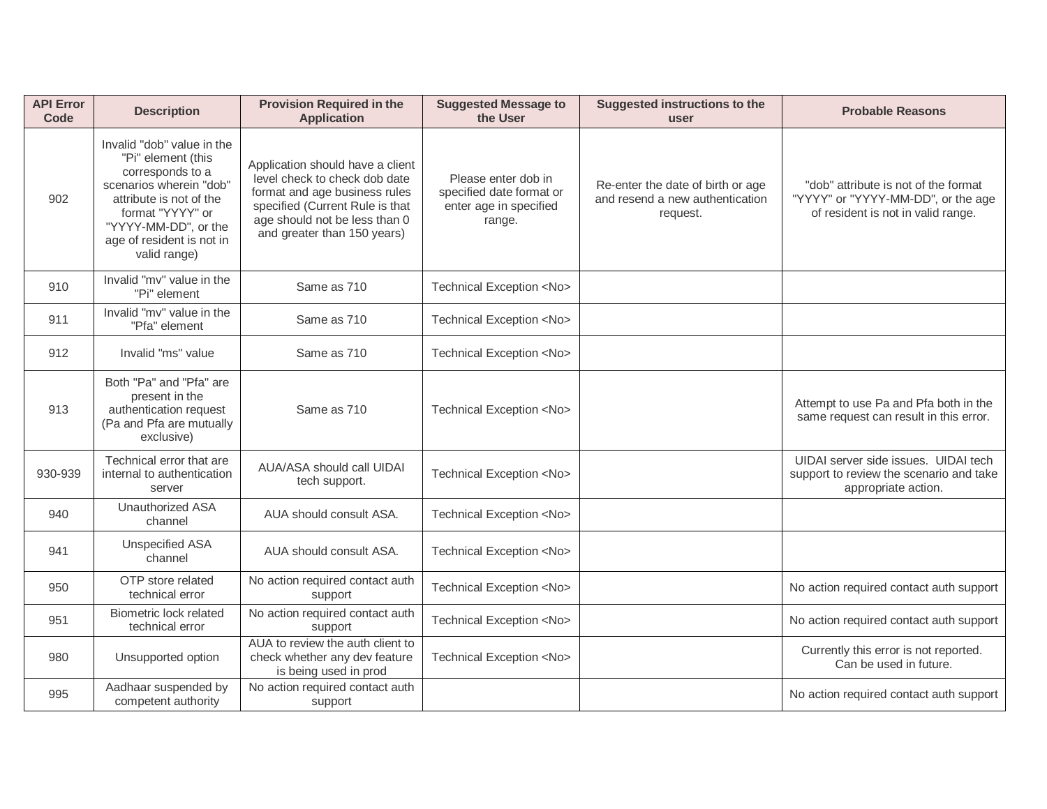| API Error Code | Description | Provision Required in the Application | Suggested Message to the User | Suggested instructions to the user | Probable Reasons |
|---|---|---|---|---|---|
| 902 | Invalid "dob" value in the "Pi" element (this corresponds to a scenarios wherein "dob" attribute is not of the format "YYYY" or "YYYY-MM-DD", or the age of resident is not in valid range) | Application should have a client level check to check dob date format and age business rules specified (Current Rule is that age should not be less than 0 and greater than 150 years) | Please enter dob in specified date format or enter age in specified range. | Re-enter the date of birth or age and resend a new authentication request. | "dob" attribute is not of the format "YYYY" or "YYYY-MM-DD", or the age of resident is not in valid range. |
| 910 | Invalid "mv" value in the "Pi" element | Same as 710 | Technical Exception <No> | | |
| 911 | Invalid "mv" value in the "Pfa" element | Same as 710 | Technical Exception <No> | | |
| 912 | Invalid "ms" value | Same as 710 | Technical Exception <No> | | |
| 913 | Both "Pa" and "Pfa" are present in the authentication request (Pa and Pfa are mutually exclusive) | Same as 710 | Technical Exception <No> | | Attempt to use Pa and Pfa both in the same request can result in this error. |
| 930-939 | Technical error that are internal to authentication server | AUA/ASA should call UIDAI tech support. | Technical Exception <No> | | UIDAI server side issues. UIDAI tech support to review the scenario and take appropriate action. |
| 940 | Unauthorized ASA channel | AUA should consult ASA. | Technical Exception <No> | | |
| 941 | Unspecified ASA channel | AUA should consult ASA. | Technical Exception <No> | | |
| 950 | OTP store related technical error | No action required contact auth support | Technical Exception <No> | | No action required contact auth support |
| 951 | Biometric lock related technical error | No action required contact auth support | Technical Exception <No> | | No action required contact auth support |
| 980 | Unsupported option | AUA to review the auth client to check whether any dev feature is being used in prod | Technical Exception <No> | | Currently this error is not reported. Can be used in future. |
| 995 | Aadhaar suspended by competent authority | No action required contact auth support | | | No action required contact auth support |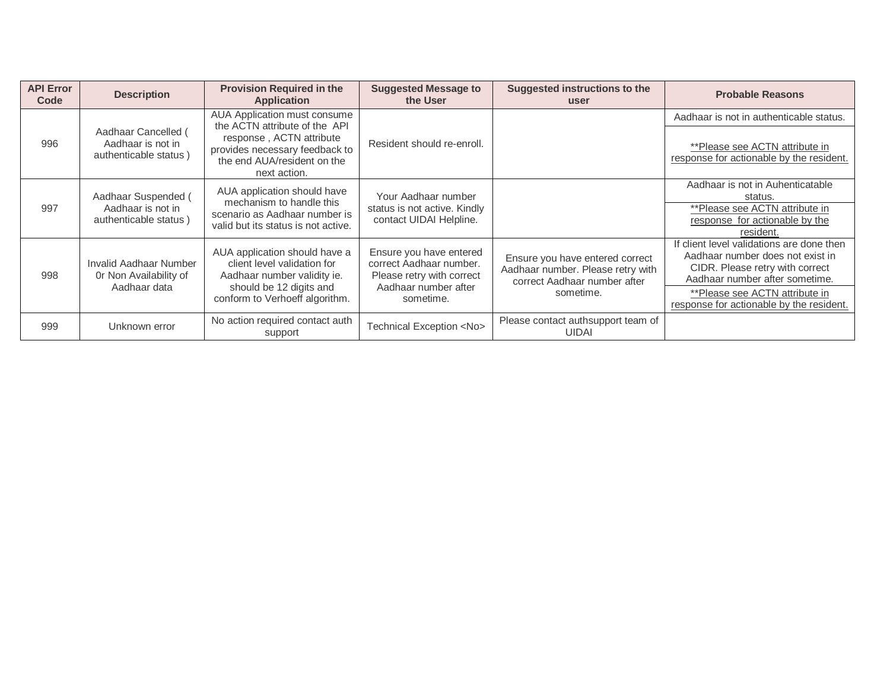| API Error Code | Description | Provision Required in the Application | Suggested Message to the User | Suggested instructions to the user | Probable Reasons |
|---|---|---|---|---|---|
| 996 | Aadhaar Cancelled ( Aadhaar is not in authenticable status ) | AUA Application must consume the ACTN attribute of the API response , ACTN attribute provides necessary feedback to the end AUA/resident on the next action. | Resident should re-enroll. | | Aadhaar is not in authenticable status. |
| | | | | | **Please see ACTN attribute in response for actionable by the resident. |
| 997 | Aadhaar Suspended ( Aadhaar is not in authenticable status ) | AUA application should have mechanism to handle this scenario as Aadhaar number is valid but its status is not active. | Your Aadhaar number status is not active. Kindly contact UIDAI Helpline. | | Aadhaar is not in Auhenticatable status. |
| | | | | | **Please see ACTN attribute in response for actionable by the resident. |
| 998 | Invalid Aadhaar Number 0r Non Availability of Aadhaar data | AUA application should have a client level validation for Aadhaar number validity ie. should be 12 digits and conform to Verhoeff algorithm. | Ensure you have entered correct Aadhaar number. Please retry with correct Aadhaar number after sometime. | Ensure you have entered correct Aadhaar number. Please retry with correct Aadhaar number after sometime. | If client level validations are done then Aadhaar number does not exist in CIDR. Please retry with correct Aadhaar number after sometime. |
| | | | | | **Please see ACTN attribute in response for actionable by the resident. |
| 999 | Unknown error | No action required contact auth support | Technical Exception <No> | Please contact authsupport team of UIDAI | |